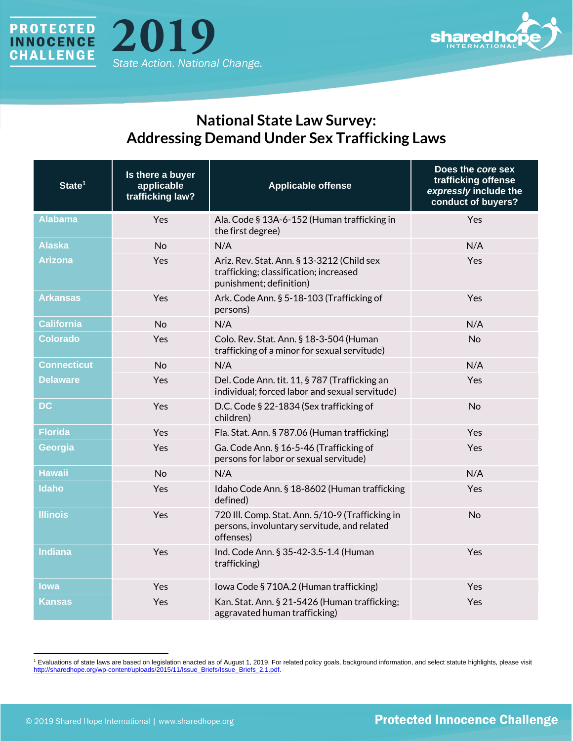# National State Law Survey: Addressing Demand Under Sex Trafficking Laws

| State[1] | Is there a buyer applicable trafficking law? | Applicable offense | Does the *core* sex trafficking offense *expressly* include the conduct of buyers? |
|---|---|---|---|
| Alabama | Yes | Ala. Code § 13A-6-152 (Human trafficking in the first degree) | Yes |
| Alaska | No | N/A | N/A |
| Arizona | Yes | Ariz. Rev. Stat. Ann. § 13-3212 (Child sex trafficking; classification; increased punishment; definition) | Yes |
| Arkansas | Yes | Ark. Code Ann. § 5-18-103 (Trafficking of persons) | Yes |
| California | No | N/A | N/A |
| Colorado | Yes | Colo. Rev. Stat. Ann. § 18-3-504 (Human trafficking of a minor for sexual servitude) | No |
| Connecticut | No | N/A | N/A |
| Delaware | Yes | Del. Code Ann. tit. 11, § 787 (Trafficking an individual; forced labor and sexual servitude) | Yes |
| DC | Yes | D.C. Code § 22-1834 (Sex trafficking of children) | No |
| Florida | Yes | Fla. Stat. Ann. § 787.06 (Human trafficking) | Yes |
| Georgia | Yes | Ga. Code Ann. § 16-5-46 (Trafficking of persons for labor or sexual servitude) | Yes |
| Hawaii | No | N/A | N/A |
| Idaho | Yes | Idaho Code Ann. § 18-8602 (Human trafficking defined) | Yes |
| Illinois | Yes | 720 Ill. Comp. Stat. Ann. 5/10-9 (Trafficking in persons, involuntary servitude, and related offenses) | No |
| Indiana | Yes | Ind. Code Ann. § 35-42-3.5-1.4 (Human trafficking) | Yes |
| Iowa | Yes | Iowa Code § 710A.2 (Human trafficking) | Yes |
| Kansas | Yes | Kan. Stat. Ann. § 21-5426 (Human trafficking; aggravated human trafficking) | Yes |

[1] Evaluations of state laws are based on legislation enacted as of August 1, 2019. For related policy goals, background information, and select statute highlights, please visit http://sharedhope.org/wp-content/uploads/2015/11/Issue_Briefs/Issue_Briefs_2.1.pdf.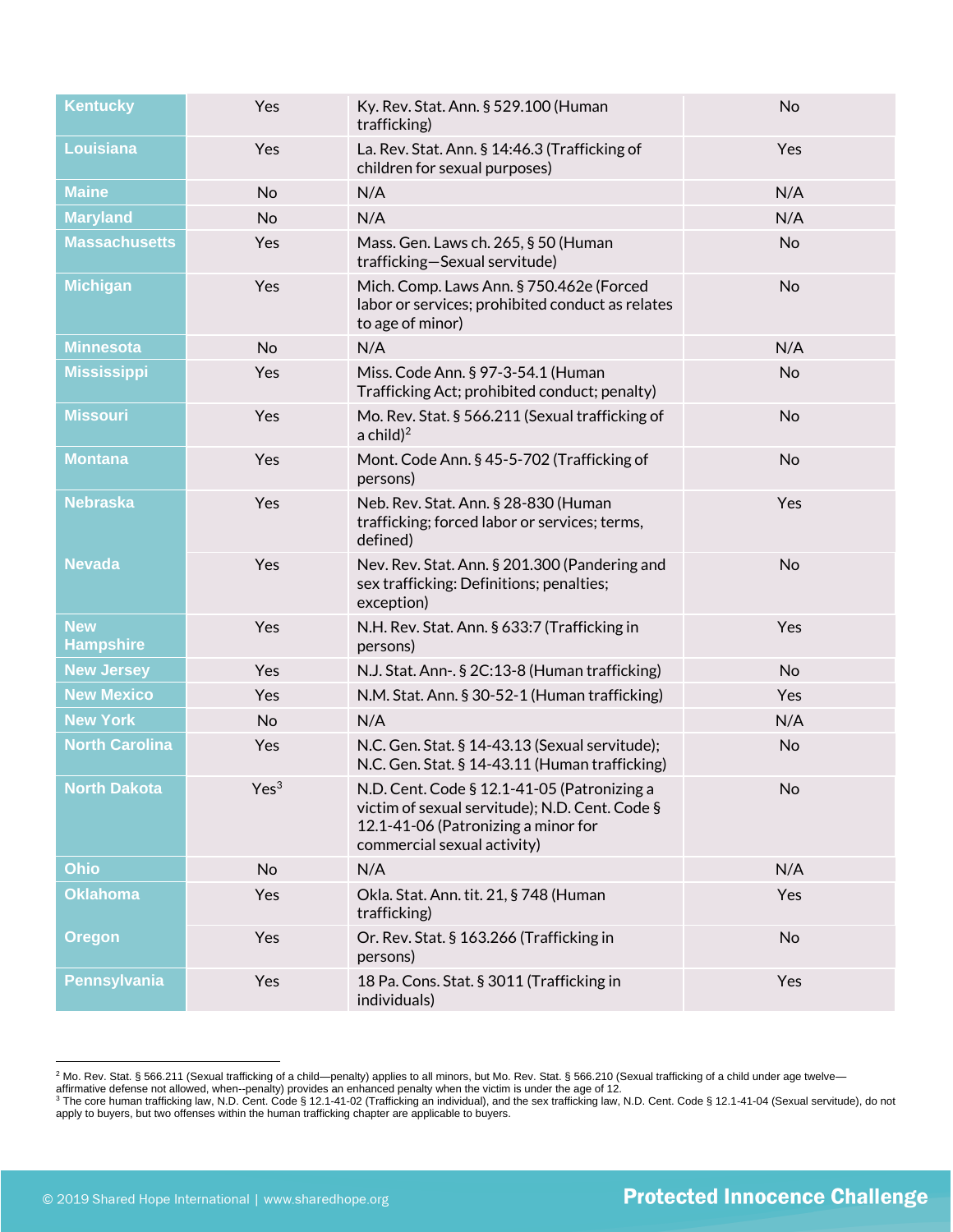| | | | |
|---|---|---|---|
| **Kentucky** | Yes | Ky. Rev. Stat. Ann. § 529.100 (Human trafficking) | No |
| **Louisiana** | Yes | La. Rev. Stat. Ann. § 14:46.3 (Trafficking of children for sexual purposes) | Yes |
| **Maine** | No | N/A | N/A |
| **Maryland** | No | N/A | N/A |
| **Massachusetts** | Yes | Mass. Gen. Laws ch. 265, § 50 (Human trafficking—Sexual servitude) | No |
| **Michigan** | Yes | Mich. Comp. Laws Ann. § 750.462e (Forced labor or services; prohibited conduct as relates to age of minor) | No |
| **Minnesota** | No | N/A | N/A |
| **Mississippi** | Yes | Miss. Code Ann. § 97-3-54.1 (Human Trafficking Act; prohibited conduct; penalty) | No |
| **Missouri** | Yes | Mo. Rev. Stat. § 566.211 (Sexual trafficking of a child)[2] | No |
| **Montana** | Yes | Mont. Code Ann. § 45-5-702 (Trafficking of persons) | No |
| **Nebraska** | Yes | Neb. Rev. Stat. Ann. § 28-830 (Human trafficking; forced labor or services; terms, defined) | Yes |
| **Nevada** | Yes | Nev. Rev. Stat. Ann. § 201.300 (Pandering and sex trafficking: Definitions; penalties; exception) | No |
| **New Hampshire** | Yes | N.H. Rev. Stat. Ann. § 633:7 (Trafficking in persons) | Yes |
| **New Jersey** | Yes | N.J. Stat. Ann-. § 2C:13-8 (Human trafficking) | No |
| **New Mexico** | Yes | N.M. Stat. Ann. § 30-52-1 (Human trafficking) | Yes |
| **New York** | No | N/A | N/A |
| **North Carolina** | Yes | N.C. Gen. Stat. § 14-43.13 (Sexual servitude); N.C. Gen. Stat. § 14-43.11 (Human trafficking) | No |
| **North Dakota** | Yes[3] | N.D. Cent. Code § 12.1-41-05 (Patronizing a victim of sexual servitude); N.D. Cent. Code § 12.1-41-06 (Patronizing a minor for commercial sexual activity) | No |
| **Ohio** | No | N/A | N/A |
| **Oklahoma** | Yes | Okla. Stat. Ann. tit. 21, § 748 (Human trafficking) | Yes |
| **Oregon** | Yes | Or. Rev. Stat. § 163.266 (Trafficking in persons) | No |
| **Pennsylvania** | Yes | 18 Pa. Cons. Stat. § 3011 (Trafficking in individuals) | Yes |

[2] Mo. Rev. Stat. § 566.211 (Sexual trafficking of a child—penalty) applies to all minors, but Mo. Rev. Stat. § 566.210 (Sexual trafficking of a child under age twelve—affirmative defense not allowed, when--penalty) provides an enhanced penalty when the victim is under the age of 12.

[3] The core human trafficking law, N.D. Cent. Code § 12.1-41-02 (Trafficking an individual), and the sex trafficking law, N.D. Cent. Code § 12.1-41-04 (Sexual servitude), do not apply to buyers, but two offenses within the human trafficking chapter are applicable to buyers.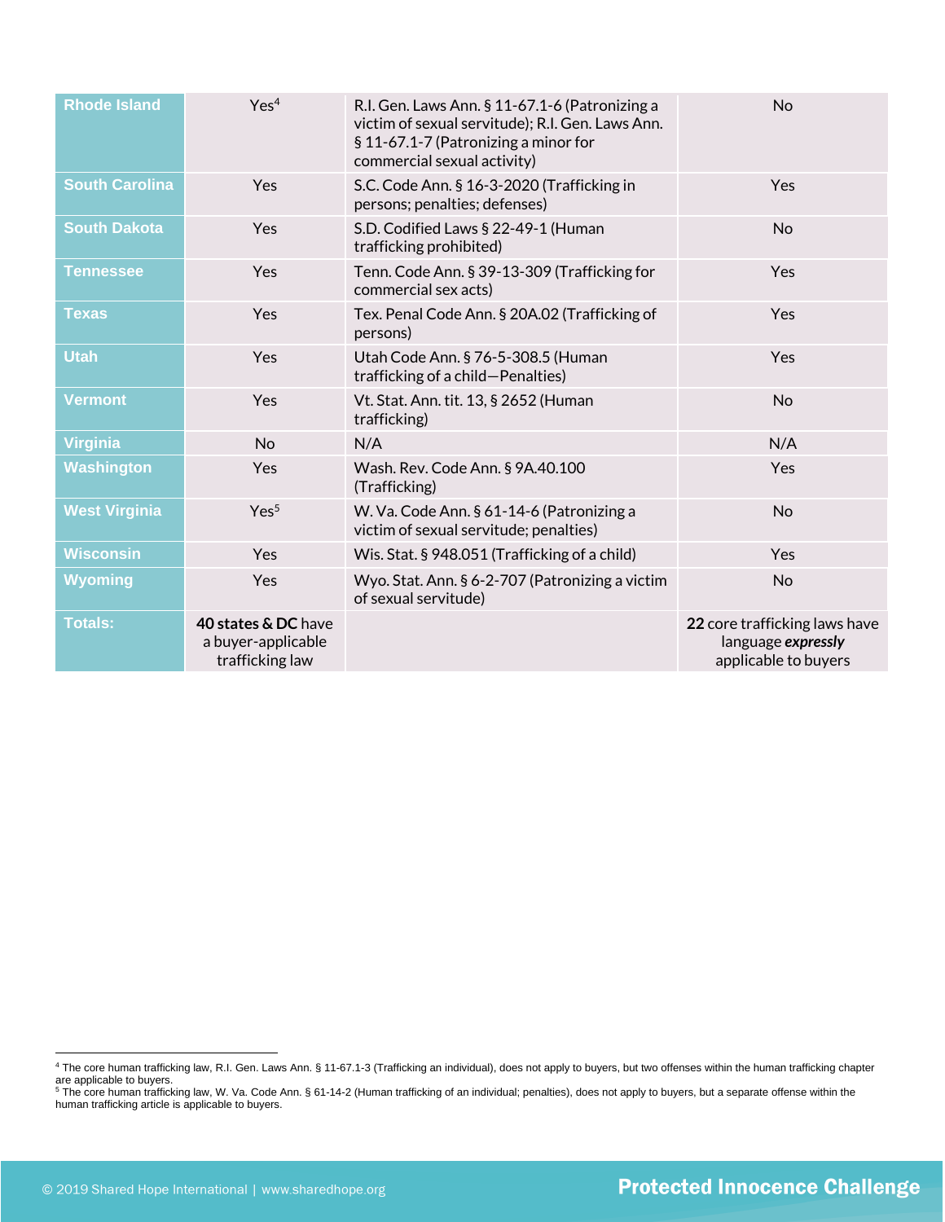| | | | |
|---|---|---|---|
| **Rhode Island** | Yes[4] | R.I. Gen. Laws Ann. § 11-67.1-6 (Patronizing a victim of sexual servitude); R.I. Gen. Laws Ann. § 11-67.1-7 (Patronizing a minor for commercial sexual activity) | No |
| **South Carolina** | Yes | S.C. Code Ann. § 16-3-2020 (Trafficking in persons; penalties; defenses) | Yes |
| **South Dakota** | Yes | S.D. Codified Laws § 22-49-1 (Human trafficking prohibited) | No |
| **Tennessee** | Yes | Tenn. Code Ann. § 39-13-309 (Trafficking for commercial sex acts) | Yes |
| **Texas** | Yes | Tex. Penal Code Ann. § 20A.02 (Trafficking of persons) | Yes |
| **Utah** | Yes | Utah Code Ann. § 76-5-308.5 (Human trafficking of a child—Penalties) | Yes |
| **Vermont** | Yes | Vt. Stat. Ann. tit. 13, § 2652 (Human trafficking) | No |
| **Virginia** | No | N/A | N/A |
| **Washington** | Yes | Wash. Rev. Code Ann. § 9A.40.100 (Trafficking) | Yes |
| **West Virginia** | Yes[5] | W. Va. Code Ann. § 61-14-6 (Patronizing a victim of sexual servitude; penalties) | No |
| **Wisconsin** | Yes | Wis. Stat. § 948.051 (Trafficking of a child) | Yes |
| **Wyoming** | Yes | Wyo. Stat. Ann. § 6-2-707 (Patronizing a victim of sexual servitude) | No |
| **Totals:** | **40 states & DC** have a buyer-applicable trafficking law | | **22** core trafficking laws have language ***expressly*** applicable to buyers |

[4] The core human trafficking law, R.I. Gen. Laws Ann. § 11-67.1-3 (Trafficking an individual), does not apply to buyers, but two offenses within the human trafficking chapter are applicable to buyers.

[5] The core human trafficking law, W. Va. Code Ann. § 61-14-2 (Human trafficking of an individual; penalties), does not apply to buyers, but a separate offense within the human trafficking article is applicable to buyers.